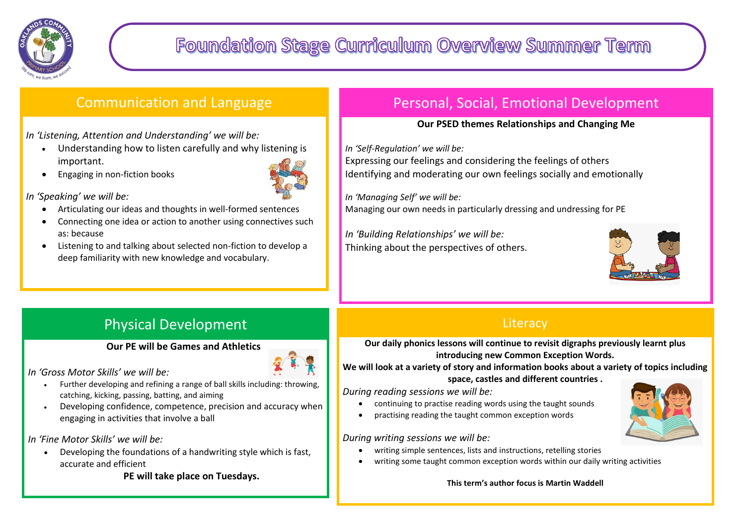# Foundation Stage Curriculum Overview Summer Term

## Communication and Language

*In 'Listening, Attention and Understanding' we will be:*

- Understanding how to listen carefully and why listening is important.
- Engaging in non-fiction books

*In 'Speaking' we will be:*

- Articulating our ideas and thoughts in well-formed sentences
- Connecting one idea or action to another using connectives such as: because
- Listening to and talking about selected non-fiction to develop a deep familiarity with new knowledge and vocabulary.

## Personal, Social, Emotional Development

**Our PSED themes Relationships and Changing Me**

*In 'Self-Regulation' we will be:*

Expressing our feelings and considering the feelings of others

Identifying and moderating our own feelings socially and emotionally

*In 'Managing Self' we will be:*

Managing our own needs in particularly dressing and undressing for PE

*In 'Building Relationships' we will be:*

Thinking about the perspectives of others.

## Physical Development

**Our PE will be Games and Athletics**

*In 'Gross Motor Skills' we will be:*

- Further developing and refining a range of ball skills including: throwing, catching, kicking, passing, batting, and aiming
- Developing confidence, competence, precision and accuracy when engaging in activities that involve a ball

*In 'Fine Motor Skills' we will be:*

- Developing the foundations of a handwriting style which is fast, accurate and efficient

**PE will take place on Tuesdays.**

## Literacy

**Our daily phonics lessons will continue to revisit digraphs previously learnt plus introducing new Common Exception Words.**

**We will look at a variety of story and information books about a variety of topics including space, castles and different countries .**

*During reading sessions we will be:*

- continuing to practise reading words using the taught sounds
- practising reading the taught common exception words

*During writing sessions we will be:*

- writing simple sentences, lists and instructions, retelling stories
- writing some taught common exception words within our daily writing activities

**This term's author focus is Martin Waddell**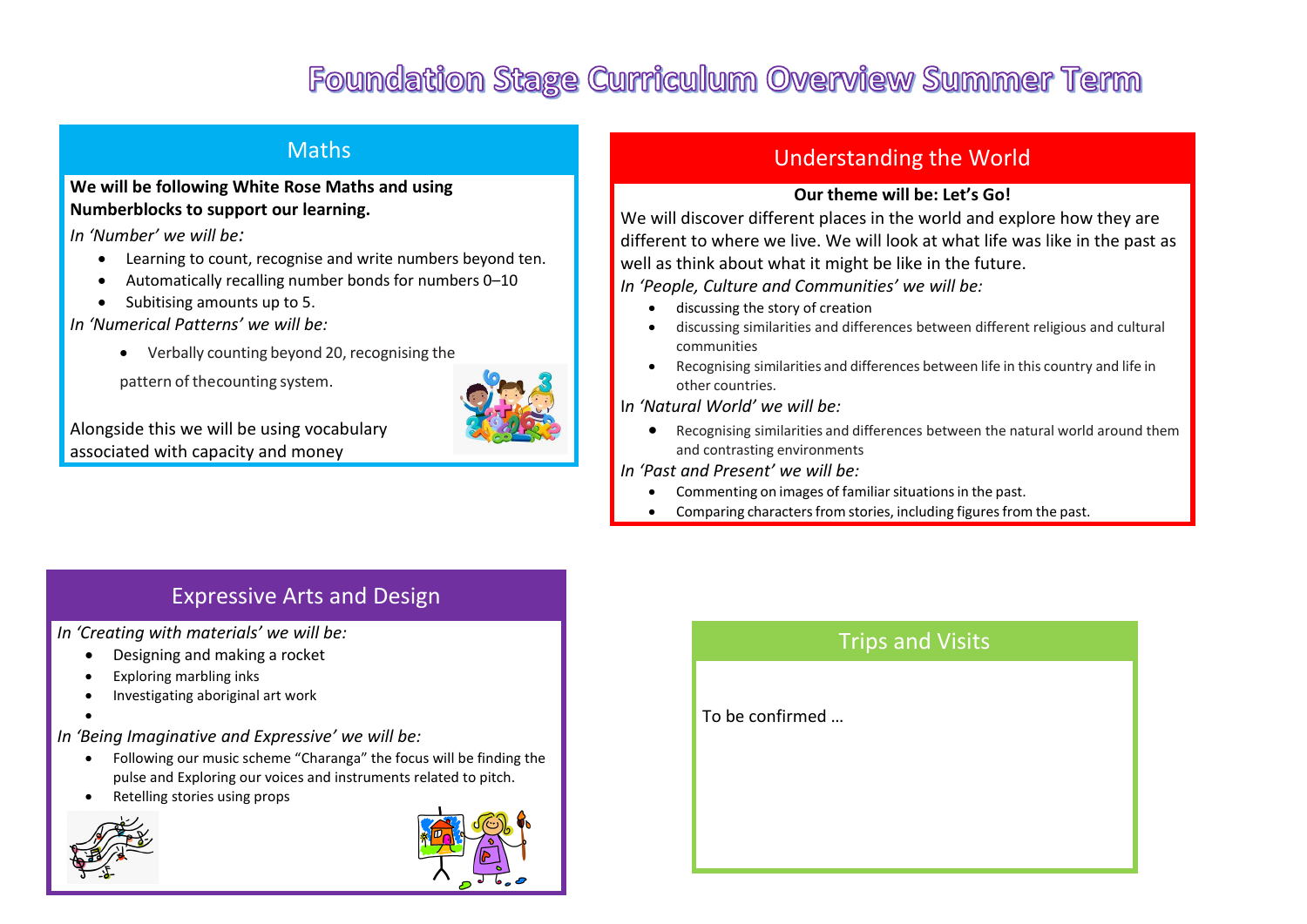# Foundation Stage Curriculum Overview Summer Term

## Maths

**We will be following White Rose Maths and using Numberblocks to support our learning.**

*In 'Number' we will be:*

- Learning to count, recognise and write numbers beyond ten.
- Automatically recalling number bonds for numbers 0–10
- Subitising amounts up to 5.

*In 'Numerical Patterns' we will be:*

- Verbally counting beyond 20, recognising the pattern of thecounting system.

Alongside this we will be using vocabulary associated with capacity and money

## Understanding the World

**Our theme will be: Let's Go!**

We will discover different places in the world and explore how they are different to where we live. We will look at what life was like in the past as well as think about what it might be like in the future.

*In 'People, Culture and Communities' we will be:*

- discussing the story of creation
- discussing similarities and differences between different religious and cultural communities
- Recognising similarities and differences between life in this country and life in other countries.

*In 'Natural World' we will be:*

- Recognising similarities and differences between the natural world around them and contrasting environments

*In 'Past and Present' we will be:*

- Commenting on images of familiar situations in the past.
- Comparing characters from stories, including figures from the past.

## Expressive Arts and Design

*In 'Creating with materials' we will be:*

- Designing and making a rocket
- Exploring marbling inks
- Investigating aboriginal art work

*In 'Being Imaginative and Expressive' we will be:*

- Following our music scheme "Charanga" the focus will be finding the pulse and Exploring our voices and instruments related to pitch.
- Retelling stories using props

## Trips and Visits

To be confirmed …